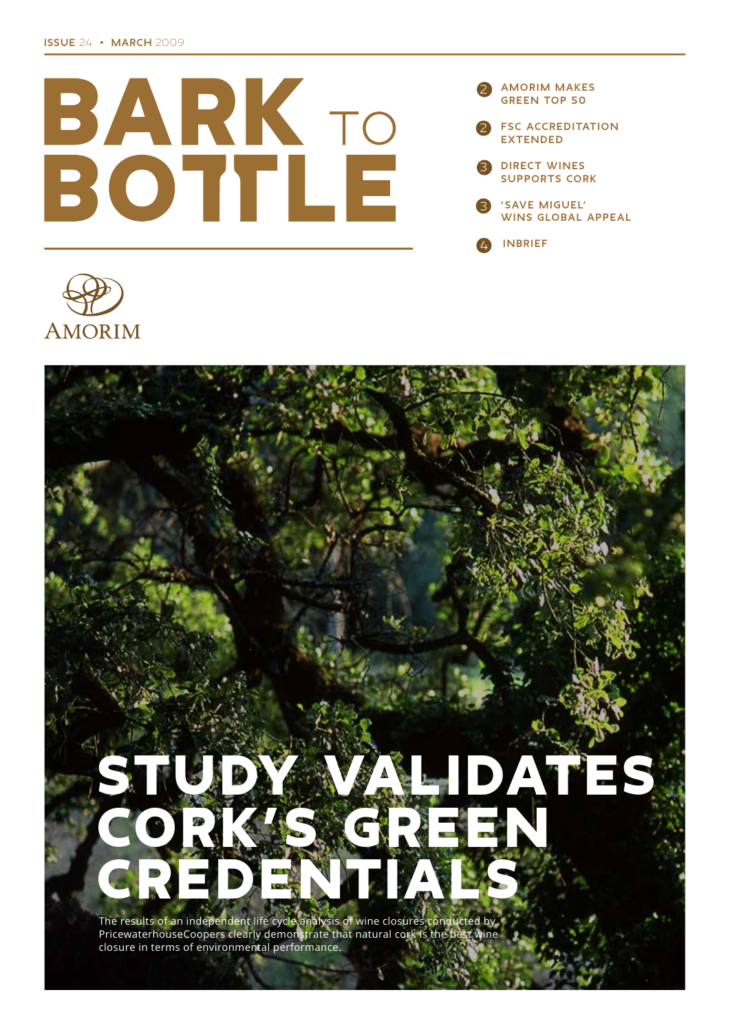ISSUE 24 • MARCH 2009

# BARK TO BOTTLE

- 2 AMORIM MAKES GREEN TOP 50
- 2 FSC ACCREDITATION EXTENDED
- 3 DIRECT WINES SUPPORTS CORK
- 3 'SAVE MIGUEL' WINS GLOBAL APPEAL
- 4 INBRIEF

AMORIM

# STUDY VALIDATES CORK'S GREEN CREDENTIALS

The results of an independent life cycle analysis of wine closures conducted by PricewaterhouseCoopers clearly demonstrate that natural cork is the best wine closure in terms of environmental performance.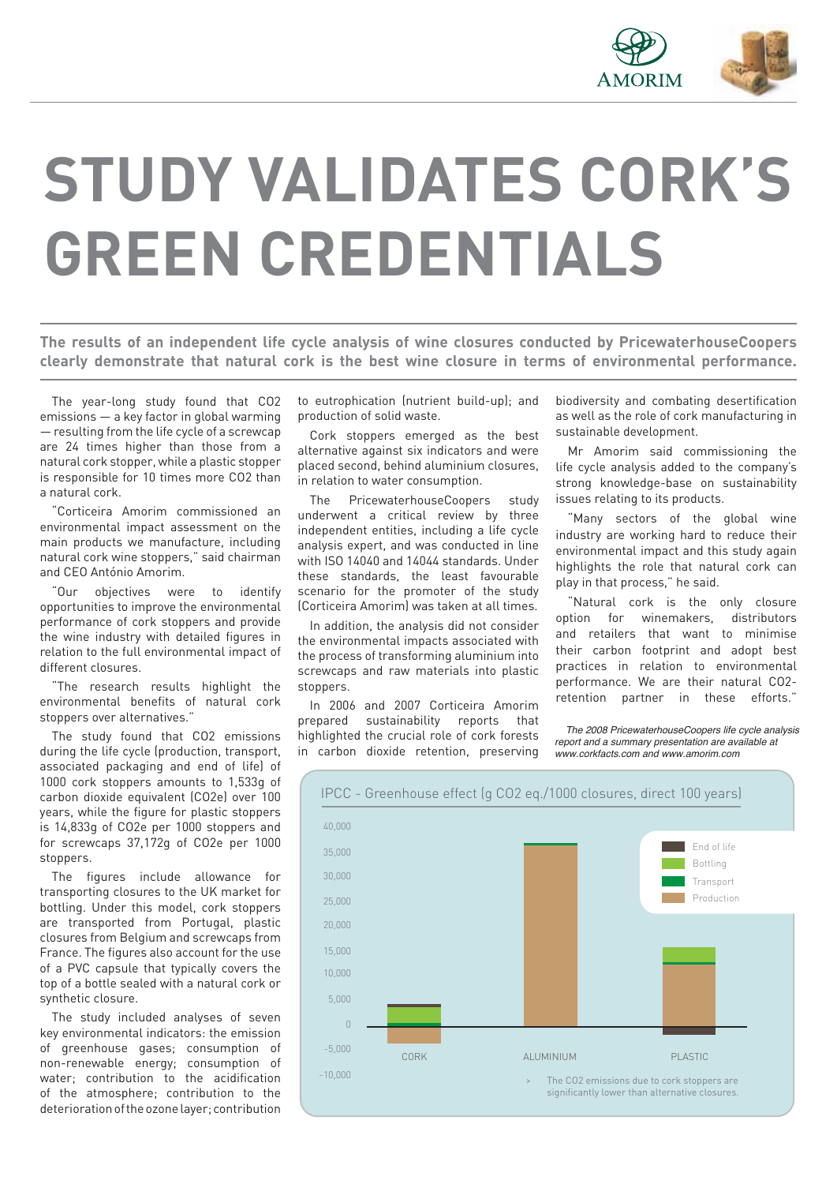# STUDY VALIDATES CORK'S GREEN CREDENTIALS

**The results of an independent life cycle analysis of wine closures conducted by PricewaterhouseCoopers clearly demonstrate that natural cork is the best wine closure in terms of environmental performance.**

The year-long study found that $CO_2$ emissions — a key factor in global warming — resulting from the life cycle of a screwcap are 24 times higher than those from a natural cork stopper, while a plastic stopper is responsible for 10 times more $CO_2$ than a natural cork.

"Corticeira Amorim commissioned an environmental impact assessment on the main products we manufacture, including natural cork wine stoppers," said chairman and CEO António Amorim.

"Our objectives were to identify opportunities to improve the environmental performance of cork stoppers and provide the wine industry with detailed figures in relation to the full environmental impact of different closures.

"The research results highlight the environmental benefits of natural cork stoppers over alternatives."

The study found that $CO_2$ emissions during the life cycle (production, transport, associated packaging and end of life) of 1000 cork stoppers amounts to 1,533g of carbon dioxide equivalent ($CO_2e$) over 100 years, while the figure for plastic stoppers is 14,833g of $CO_2e$ per 1000 stoppers and for screwcaps 37,172g of $CO_2e$ per 1000 stoppers.

The figures include allowance for transporting closures to the UK market for bottling. Under this model, cork stoppers are transported from Portugal, plastic closures from Belgium and screwcaps from France. The figures also account for the use of a PVC capsule that typically covers the top of a bottle sealed with a natural cork or synthetic closure.

The study included analyses of seven key environmental indicators: the emission of greenhouse gases; consumption of non-renewable energy; consumption of water; contribution to the acidification of the atmosphere; contribution to the deterioration of the ozone layer; contribution to eutrophication (nutrient build-up); and production of solid waste.

Cork stoppers emerged as the best alternative against six indicators and were placed second, behind aluminium closures, in relation to water consumption.

The PricewaterhouseCoopers study underwent a critical review by three independent entities, including a life cycle analysis expert, and was conducted in line with ISO 14040 and 14044 standards. Under these standards, the least favourable scenario for the promoter of the study (Corticeira Amorim) was taken at all times.

In addition, the analysis did not consider the environmental impacts associated with the process of transforming aluminium into screwcaps and raw materials into plastic stoppers.

In 2006 and 2007 Corticeira Amorim prepared sustainability reports that highlighted the crucial role of cork forests in carbon dioxide retention, preserving biodiversity and combating desertification as well as the role of cork manufacturing in sustainable development.

Mr Amorim said commissioning the life cycle analysis added to the company's strong knowledge-base on sustainability issues relating to its products.

"Many sectors of the global wine industry are working hard to reduce their environmental impact and this study again highlights the role that natural cork can play in that process," he said.

"Natural cork is the only closure option for winemakers, distributors and retailers that want to minimise their carbon footprint and adopt best practices in relation to environmental performance. We are their natural $CO_2$-retention partner in these efforts."

*The 2008 PricewaterhouseCoopers life cycle analysis report and a summary presentation are available at www.corkfacts.com and www.amorim.com*

IPCC - Greenhouse effect (g $CO_2$ eq./1000 closures, direct 100 years)

Legend: End of life, Bottling, Transport, Production

Categories: CORK, ALUMINIUM, PLASTIC

> The $CO_2$ emissions due to cork stoppers are significantly lower than alternative closures.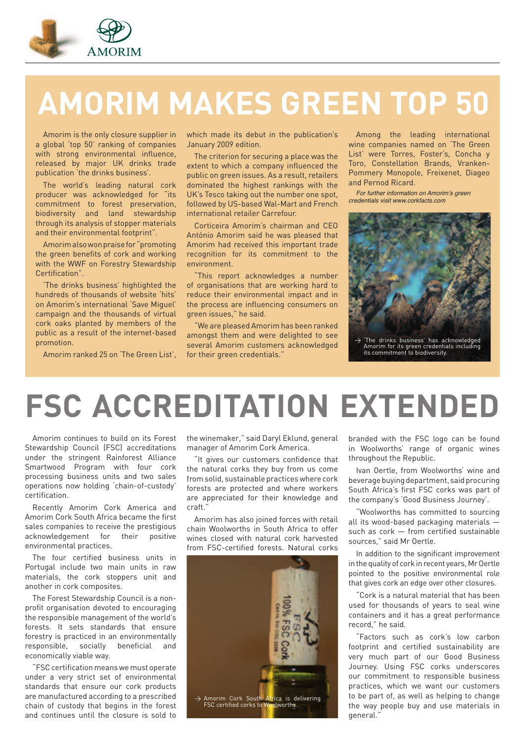# AMORIM MAKES GREEN TOP 50

Amorim is the only closure supplier in a global 'top 50' ranking of companies with strong environmental influence, released by major UK drinks trade publication 'the drinks business'.

The world's leading natural cork producer was acknowledged for "its commitment to forest preservation, biodiversity and land stewardship through its analysis of stopper materials and their environmental footprint".

Amorim also won praise for "promoting the green benefits of cork and working with the WWF on Forestry Stewardship Certification".

'The drinks business' highlighted the hundreds of thousands of website 'hits' on Amorim's international 'Save Miguel' campaign and the thousands of virtual cork oaks planted by members of the public as a result of the internet-based promotion.

Amorim ranked 25 on 'The Green List', which made its debut in the publication's January 2009 edition.

The criterion for securing a place was the extent to which a company influenced the public on green issues. As a result, retailers dominated the highest rankings with the UK's Tesco taking out the number one spot, followed by US-based Wal-Mart and French international retailer Carrefour.

Corticeira Amorim's chairman and CEO António Amorim said he was pleased that Amorim had received this important trade recognition for its commitment to the environment.

"This report acknowledges a number of organisations that are working hard to reduce their environmental impact and in the process are influencing consumers on green issues," he said.

"We are pleased Amorim has been ranked amongst them and were delighted to see several Amorim customers acknowledged for their green credentials."

Among the leading international wine companies named on 'The Green List' were Torres, Foster's, Concha y Toro, Constellation Brands, Vranken-Pommery Monopole, Freixenet, Diageo and Pernod Ricard.

*For further information on Amorim's green credentials visit www.corkfacts.com*

→ 'The drinks business' has acknowledged Amorim for its green credentials including its commitment to biodiversity.

# FSC ACCREDITATION EXTENDED

Amorim continues to build on its Forest Stewardship Council (FSC) accreditations under the stringent Rainforest Alliance Smartwood Program with four cork processing business units and two sales operations now holding 'chain-of-custody' certification.

Recently Amorim Cork America and Amorim Cork South Africa became the first sales companies to receive the prestigious acknowledgement for their positive environmental practices.

The four certified business units in Portugal include two main units in raw materials, the cork stoppers unit and another in cork composites.

The Forest Stewardship Council is a non-profit organisation devoted to encouraging the responsible management of the world's forests. It sets standards that ensure forestry is practiced in an environmentally responsible, socially beneficial and economically viable way.

"FSC certification means we must operate under a very strict set of environmental standards that ensure our cork products are manufactured according to a prescribed chain of custody that begins in the forest and continues until the closure is sold to the winemaker," said Daryl Eklund, general manager of Amorim Cork America.

"It gives our customers confidence that the natural corks they buy from us come from solid, sustainable practices where cork forests are protected and where workers are appreciated for their knowledge and craft."

Amorim has also joined forces with retail chain Woolworths in South Africa to offer wines closed with natural cork harvested from FSC-certified forests. Natural corks branded with the FSC logo can be found in Woolworths' range of organic wines throughout the Republic.

→ Amorim Cork South Africa is delivering FSC certified corks to Woolworths.

Ivan Oertle, from Woolworths' wine and beverage buying department, said procuring South Africa's first FSC corks was part of the company's 'Good Business Journey'.

"Woolworths has committed to sourcing all its wood-based packaging materials — such as cork — from certified sustainable sources," said Mr Oertle.

In addition to the significant improvement in the quality of cork in recent years, Mr Oertle pointed to the positive environmental role that gives cork an edge over other closures.

"Cork is a natural material that has been used for thousands of years to seal wine containers and it has a great performance record," he said.

"Factors such as cork's low carbon footprint and certified sustainability are very much part of our Good Business Journey. Using FSC corks underscores our commitment to responsible business practices, which we want our customers to be part of, as well as helping to change the way people buy and use materials in general."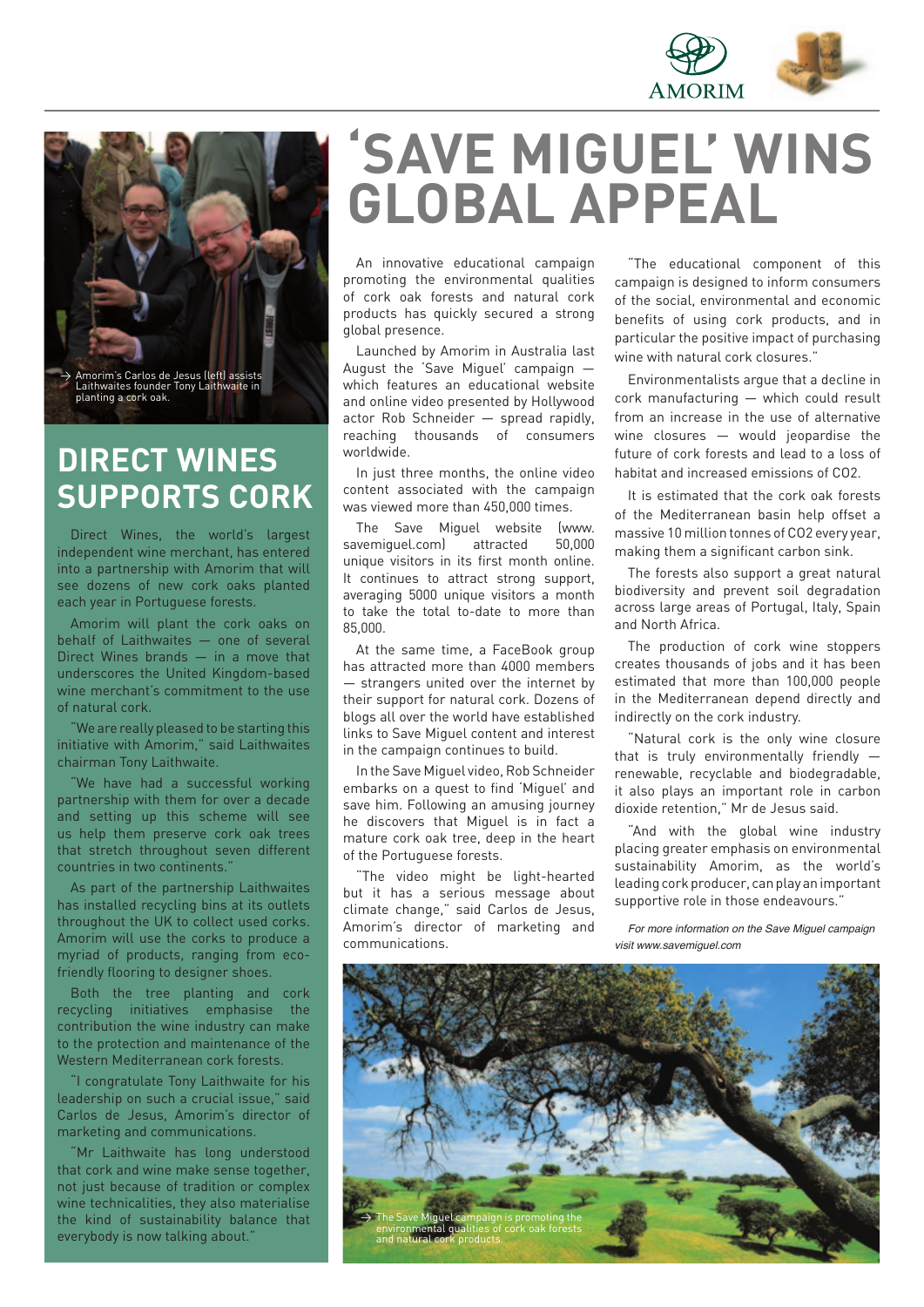# 'SAVE MIGUEL' WINS GLOBAL APPEAL

An innovative educational campaign promoting the environmental qualities of cork oak forests and natural cork products has quickly secured a strong global presence.

Launched by Amorim in Australia last August the 'Save Miguel' campaign — which features an educational website and online video presented by Hollywood actor Rob Schneider — spread rapidly, reaching thousands of consumers worldwide.

In just three months, the online video content associated with the campaign was viewed more than 450,000 times.

The Save Miguel website (www.savemiguel.com) attracted 50,000 unique visitors in its first month online. It continues to attract strong support, averaging 5000 unique visitors a month to take the total to-date to more than 85,000.

At the same time, a FaceBook group has attracted more than 4000 members — strangers united over the internet by their support for natural cork. Dozens of blogs all over the world have established links to Save Miguel content and interest in the campaign continues to build.

In the Save Miguel video, Rob Schneider embarks on a quest to find 'Miguel' and save him. Following an amusing journey he discovers that Miguel is in fact a mature cork oak tree, deep in the heart of the Portuguese forests.

"The video might be light-hearted but it has a serious message about climate change," said Carlos de Jesus, Amorim's director of marketing and communications.

"The educational component of this campaign is designed to inform consumers of the social, environmental and economic benefits of using cork products, and in particular the positive impact of purchasing wine with natural cork closures."

Environmentalists argue that a decline in cork manufacturing — which could result from an increase in the use of alternative wine closures — would jeopardise the future of cork forests and lead to a loss of habitat and increased emissions of $CO_2$.

It is estimated that the cork oak forests of the Mediterranean basin help offset a massive 10 million tonnes of $CO_2$ every year, making them a significant carbon sink.

The forests also support a great natural biodiversity and prevent soil degradation across large areas of Portugal, Italy, Spain and North Africa.

The production of cork wine stoppers creates thousands of jobs and it has been estimated that more than 100,000 people in the Mediterranean depend directly and indirectly on the cork industry.

"Natural cork is the only wine closure that is truly environmentally friendly — renewable, recyclable and biodegradable, it also plays an important role in carbon dioxide retention," Mr de Jesus said.

"And with the global wine industry placing greater emphasis on environmental sustainability Amorim, as the world's leading cork producer, can play an important supportive role in those endeavours."

*For more information on the Save Miguel campaign visit www.savemiguel.com*

→ The Save Miguel campaign is promoting the environmental qualities of cork oak forests and natural cork products.

→ Amorim's Carlos de Jesus (left) assists Laithwaites founder Tony Laithwaite in planting a cork oak.

## DIRECT WINES SUPPORTS CORK

Direct Wines, the world's largest independent wine merchant, has entered into a partnership with Amorim that will see dozens of new cork oaks planted each year in Portuguese forests.

Amorim will plant the cork oaks on behalf of Laithwaites — one of several Direct Wines brands — in a move that underscores the United Kingdom-based wine merchant's commitment to the use of natural cork.

"We are really pleased to be starting this initiative with Amorim," said Laithwaites chairman Tony Laithwaite.

"We have had a successful working partnership with them for over a decade and setting up this scheme will see us help them preserve cork oak trees that stretch throughout seven different countries in two continents."

As part of the partnership Laithwaites has installed recycling bins at its outlets throughout the UK to collect used corks. Amorim will use the corks to produce a myriad of products, ranging from eco-friendly flooring to designer shoes.

Both the tree planting and cork recycling initiatives emphasise the contribution the wine industry can make to the protection and maintenance of the Western Mediterranean cork forests.

"I congratulate Tony Laithwaite for his leadership on such a crucial issue," said Carlos de Jesus, Amorim's director of marketing and communications.

"Mr Laithwaite has long understood that cork and wine make sense together, not just because of tradition or complex wine technicalities, they also materialise the kind of sustainability balance that everybody is now talking about."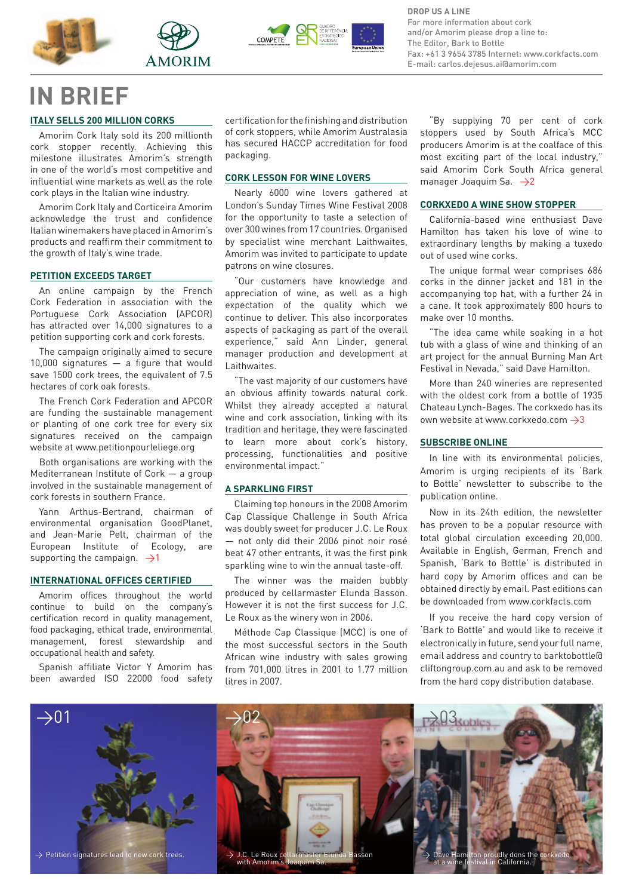DROP US A LINE
For more information about cork and/or Amorim please drop a line to:
The Editor, Bark to Bottle
Fax: +61 3 9654 3785 Internet: www.corkfacts.com
E-mail: carlos.dejesus.ai@amorim.com

# IN BRIEF

## ITALY SELLS 200 MILLION CORKS

Amorim Cork Italy sold its 200 millionth cork stopper recently. Achieving this milestone illustrates Amorim's strength in one of the world's most competitive and influential wine markets as well as the role cork plays in the Italian wine industry.

Amorim Cork Italy and Corticeira Amorim acknowledge the trust and confidence Italian winemakers have placed in Amorim's products and reaffirm their commitment to the growth of Italy's wine trade.

## PETITION EXCEEDS TARGET

An online campaign by the French Cork Federation in association with the Portuguese Cork Association (APCOR) has attracted over 14,000 signatures to a petition supporting cork and cork forests.

The campaign originally aimed to secure 10,000 signatures — a figure that would save 1500 cork trees, the equivalent of 7.5 hectares of cork oak forests.

The French Cork Federation and APCOR are funding the sustainable management or planting of one cork tree for every six signatures received on the campaign website at www.petitionpourleliege.org

Both organisations are working with the Mediterranean Institute of Cork — a group involved in the sustainable management of cork forests in southern France.

Yann Arthus-Bertrand, chairman of environmental organisation GoodPlanet, and Jean-Marie Pelt, chairman of the European Institute of Ecology, are supporting the campaign. →1

## INTERNATIONAL OFFICES CERTIFIED

Amorim offices throughout the world continue to build on the company's certification record in quality management, food packaging, ethical trade, environmental management, forest stewardship and occupational health and safety.

Spanish affiliate Victor Y Amorim has been awarded ISO 22000 food safety certification for the finishing and distribution of cork stoppers, while Amorim Australasia has secured HACCP accreditation for food packaging.

## CORK LESSON FOR WINE LOVERS

Nearly 6000 wine lovers gathered at London's Sunday Times Wine Festival 2008 for the opportunity to taste a selection of over 300 wines from 17 countries. Organised by specialist wine merchant Laithwaites, Amorim was invited to participate to update patrons on wine closures.

"Our customers have knowledge and appreciation of wine, as well as a high expectation of the quality which we continue to deliver. This also incorporates aspects of packaging as part of the overall experience," said Ann Linder, general manager production and development at Laithwaites.

"The vast majority of our customers have an obvious affinity towards natural cork. Whilst they already accepted a natural wine and cork association, linking with its tradition and heritage, they were fascinated to learn more about cork's history, processing, functionalities and positive environmental impact."

## A SPARKLING FIRST

Claiming top honours in the 2008 Amorim Cap Classique Challenge in South Africa was doubly sweet for producer J.C. Le Roux — not only did their 2006 pinot noir rosé beat 47 other entrants, it was the first pink sparkling wine to win the annual taste-off.

The winner was the maiden bubbly produced by cellarmaster Elunda Basson. However it is not the first success for J.C. Le Roux as the winery won in 2006.

Méthode Cap Classique (MCC) is one of the most successful sectors in the South African wine industry with sales growing from 701,000 litres in 2001 to 1.77 million litres in 2007.

"By supplying 70 per cent of cork stoppers used by South Africa's MCC producers Amorim is at the coalface of this most exciting part of the local industry," said Amorim Cork South Africa general manager Joaquim Sa. →2

## CORKXEDO A WINE SHOW STOPPER

California-based wine enthusiast Dave Hamilton has taken his love of wine to extraordinary lengths by making a tuxedo out of used wine corks.

The unique formal wear comprises 686 corks in the dinner jacket and 181 in the accompanying top hat, with a further 24 in a cane. It took approximately 800 hours to make over 10 months.

"The idea came while soaking in a hot tub with a glass of wine and thinking of an art project for the annual Burning Man Art Festival in Nevada," said Dave Hamilton.

More than 240 wineries are represented with the oldest cork from a bottle of 1935 Chateau Lynch-Bages. The corkxedo has its own website at www.corkxedo.com →3

## SUBSCRIBE ONLINE

In line with its environmental policies, Amorim is urging recipients of its 'Bark to Bottle' newsletter to subscribe to the publication online.

Now in its 24th edition, the newsletter has proven to be a popular resource with total global circulation exceeding 20,000. Available in English, German, French and Spanish, 'Bark to Bottle' is distributed in hard copy by Amorim offices and can be obtained directly by email. Past editions can be downloaded from www.corkfacts.com

If you receive the hard copy version of 'Bark to Bottle' and would like to receive it electronically in future, send your full name, email address and country to barktobottle@cliftongroup.com.au and ask to be removed from the hard copy distribution database.

→01

→ Petition signatures lead to new cork trees.

→02

→ J.C. Le Roux cellarmaster Elunda Basson with Amorim's Joaquim Sa.

→03

→ Dave Hamilton proudly dons the corkxedo at a wine festival in California.